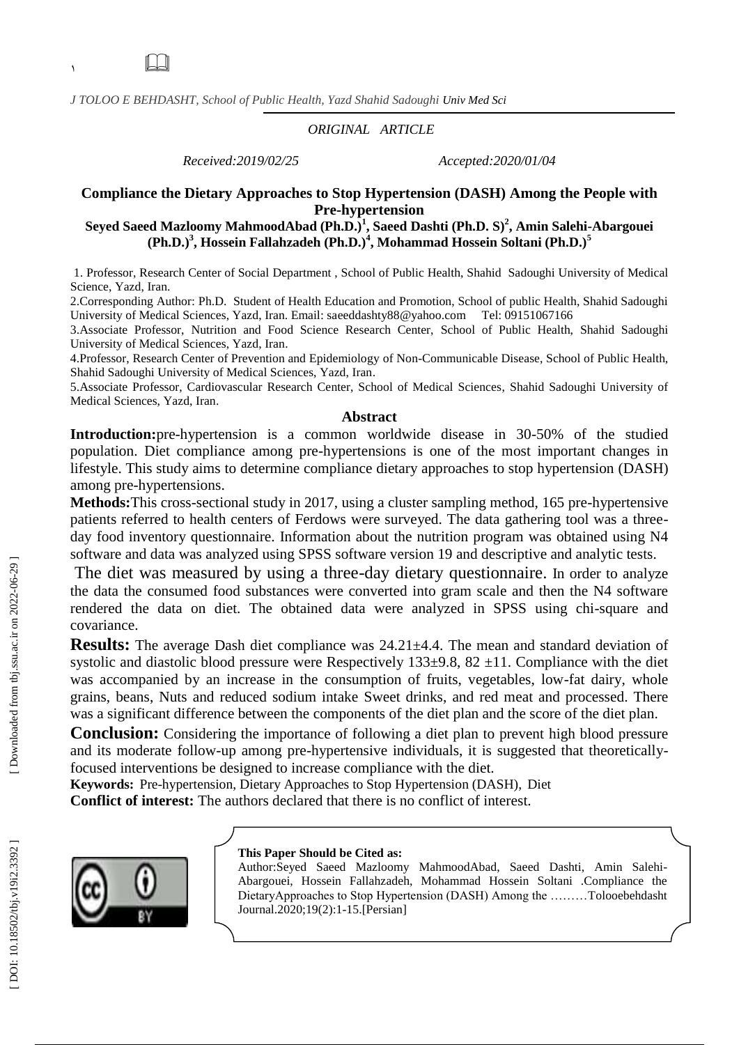*J TOLOO E BEHDASHT, School of Public Health, Yazd Shahid Sadoughi Univ Med Sci*

*ORIGINAL ARTICLE*

*Received:2019/02/25* *Accepted:2020/01/04*

# Compliance the Dietary Approaches to Stop Hypertension (DASH) Among the People with Pre-hypertension

**Seyed Saeed Mazloomy MahmoodAbad (Ph.D.)[1], Saeed Dashti (Ph.D. S)[2], Amin Salehi-Abargouei (Ph.D.)[3], Hossein Fallahzadeh (Ph.D.)[4], Mohammad Hossein Soltani (Ph.D.)[5]**

1. Professor, Research Center of Social Department , School of Public Health, Shahid Sadoughi University of Medical Science, Yazd, Iran.

2.Corresponding Author: Ph.D. Student of Health Education and Promotion, School of public Health, Shahid Sadoughi University of Medical Sciences, Yazd, Iran. Email: saeeddashty88@yahoo.com Tel: 09151067166

3.Associate Professor, Nutrition and Food Science Research Center, School of Public Health, Shahid Sadoughi University of Medical Sciences, Yazd, Iran.

4.Professor, Research Center of Prevention and Epidemiology of Non-Communicable Disease, School of Public Health, Shahid Sadoughi University of Medical Sciences, Yazd, Iran.

5.Associate Professor, Cardiovascular Research Center, School of Medical Sciences, Shahid Sadoughi University of Medical Sciences, Yazd, Iran.

## Abstract

**Introduction:**pre-hypertension is a common worldwide disease in 30-50% of the studied population. Diet compliance among pre-hypertensions is one of the most important changes in lifestyle. This study aims to determine compliance dietary approaches to stop hypertension (DASH) among pre-hypertensions.

**Methods:**This cross-sectional study in 2017, using a cluster sampling method, 165 pre-hypertensive patients referred to health centers of Ferdows were surveyed. The data gathering tool was a three-day food inventory questionnaire. Information about the nutrition program was obtained using N4 software and data was analyzed using SPSS software version 19 and descriptive and analytic tests.

The diet was measured by using a three-day dietary questionnaire. In order to analyze the data the consumed food substances were converted into gram scale and then the N4 software rendered the data on diet. The obtained data were analyzed in SPSS using chi-square and covariance.

**Results:** The average Dash diet compliance was 24.21±4.4. The mean and standard deviation of systolic and diastolic blood pressure were Respectively 133±9.8, 82 ±11. Compliance with the diet was accompanied by an increase in the consumption of fruits, vegetables, low-fat dairy, whole grains, beans, Nuts and reduced sodium intake Sweet drinks, and red meat and processed. There was a significant difference between the components of the diet plan and the score of the diet plan.

**Conclusion:** Considering the importance of following a diet plan to prevent high blood pressure and its moderate follow-up among pre-hypertensive individuals, it is suggested that theoretically-focused interventions be designed to increase compliance with the diet.

**Keywords:** Pre-hypertension, Dietary Approaches to Stop Hypertension (DASH), Diet

**Conflict of interest:** The authors declared that there is no conflict of interest.

**This Paper Should be Cited as:**
Author:Seyed Saeed Mazloomy MahmoodAbad, Saeed Dashti, Amin Salehi-Abargouei, Hossein Fallahzadeh, Mohammad Hossein Soltani .Compliance the DietaryApproaches to Stop Hypertension (DASH) Among the ………Tolooebehdasht Journal.2020;19(2):1-15.[Persian]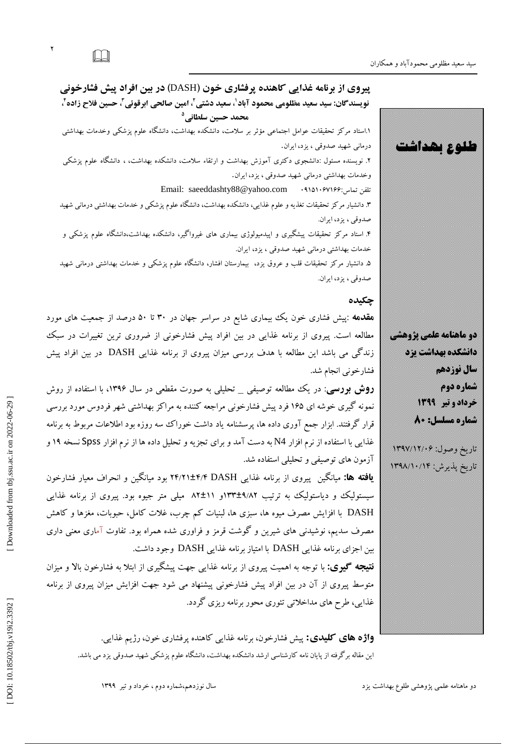# پیروی از برنامه غذایی کاهنده پرفشاری خون (DASH) در بین افراد پیش فشارخونی

**نویسندگان: سید سعید مظلومی محمود آباد[1]، سعید دشتی[2]، امین صالحی ابرقوئی[3]، حسین فلاح زاده[4]، محمد حسین سلطانی[5]**

۱.استاد مرکز تحقیقات عوامل اجتماعی مؤثر بر سلامت، دانشکده بهداشت، دانشگاه علوم پزشکی وخدمات بهداشتی درمانی شهید صدوقی ، یزد، ایران.

۲. نویسنده مسئول :دانشجوی دکتری آموزش بهداشت و ارتقاء سلامت، دانشکده بهداشت، ، دانشگاه علوم پزشکی وخدمات بهداشتی درمانی شهید صدوقی ، یزد، ایران.

تلفن تماس:۰۹۱۵۱۰۶۷۱۶۶ Email: saeeddashty88@yahoo.com

۳. دانشیار مرکز تحقیقات تغذیه و علوم غذایی، دانشکده بهداشت، دانشگاه علوم پزشکی و خدمات بهداشتی درمانی شهید صدوقی ، یزد، ایران.

۴. استاد مرکز تحقیقات پیشگیری و اپیدمیولوژی بیماری های غیرواگیر، دانشکده بهداشت،دانشگاه علوم پزشکی و خدمات بهداشتی درمانی شهید صدوقی ، یزد، ایران.

۵. دانشیار مرکز تحقیقات قلب و عروق یزد، بیمارستان افشار، دانشگاه علوم پزشکی و خدمات بهداشتی درمانی شهید صدوقی ، یزد، ایران.

طلوع بهداشت

دو ماهنامه علمی پژوهشی
دانشکده بهداشت یزد
سال نوزدهم
شماره دوم
خرداد و تیر ۱۳۹۹
شماره مسلسل: ۸۰

تاریخ وصول: ۱۳۹۷/۱۲/۰۶
تاریخ پذیرش: ۱۳۹۸/۱۰/۱۴

## چکیده

**مقدمه** :پیش فشاری خون یک بیماری شایع در سراسر جهان در ۳۰ تا ۵۰ درصد از جمعیت های مورد مطالعه است. پیروی از برنامه غذایی در بین افراد پیش فشارخونی از ضروری ترین تغییرات در سبک زندگی می باشد این مطالعه با هدف بررسی میزان پیروی از برنامه غذایی DASH در بین افراد پیش فشارخونی انجام شد.

**روش بررسی:** در یک مطالعه توصیفی _ تحلیلی به صورت مقطعی در سال ۱۳۹۶، با استفاده از روش نمونه گیری خوشه ای ۱۶۵ فرد پیش فشارخونی مراجعه کننده به مراکز بهداشتی شهر فردوس مورد بررسی قرار گرفتند. ابزار جمع آوری داده ها، پرسشنامه یاد داشت خوراک سه روزه بود اطلاعات مربوط به برنامه غذایی با استفاده از نرم افزار N4 به دست آمد و برای تجزیه و تحلیل داده ها از نرم افزار Spss نسخه ۱۹ و آزمون های توصیفی و تحلیلی استفاده شد.

**یافته ها:** میانگین پیروی از برنامه غذایی DASH ۲۴/۲۱±۴/۴ بود میانگین و انحراف معیار فشارخون سیستولیک و دیاستولیک به ترتیب ۱۳۳±۹/۸۲و ۱۱±۸۲ میلی متر جیوه بود. پیروی از برنامه غذایی DASH با افزایش مصرف میوه ها، سبزی ها، لبنیات کم چرب، غلات کامل، حبوبات، مغزها و کاهش مصرف سدیم، نوشیدنی های شیرین و گوشت قرمز و فراوری شده همراه بود. تفاوت آماری معنی داری بین اجزای برنامه غذایی DASH با امتیاز برنامه غذایی DASH وجود داشت.

**نتیجه گیری:** با توجه به اهمیت پیروی از برنامه غذایی جهت پیشگیری از ابتلا به فشارخون بالا و میزان متوسط پیروی از آن در بین افراد پیش فشارخونی پیشنهاد می شود جهت افزایش میزان پیروی از برنامه غذایی، طرح های مداخلاتی تئوری محور برنامه ریزی گردد.

**واژه های کلیدی:** پیش فشارخون، برنامه غذایی کاهنده پرفشاری خون، رژیم غذایی.

این مقاله برگرفته از پایان نامه کارشناسی ارشد دانشکده بهداشت، دانشگاه علوم پزشکی شهید صدوقی یزد می باشد.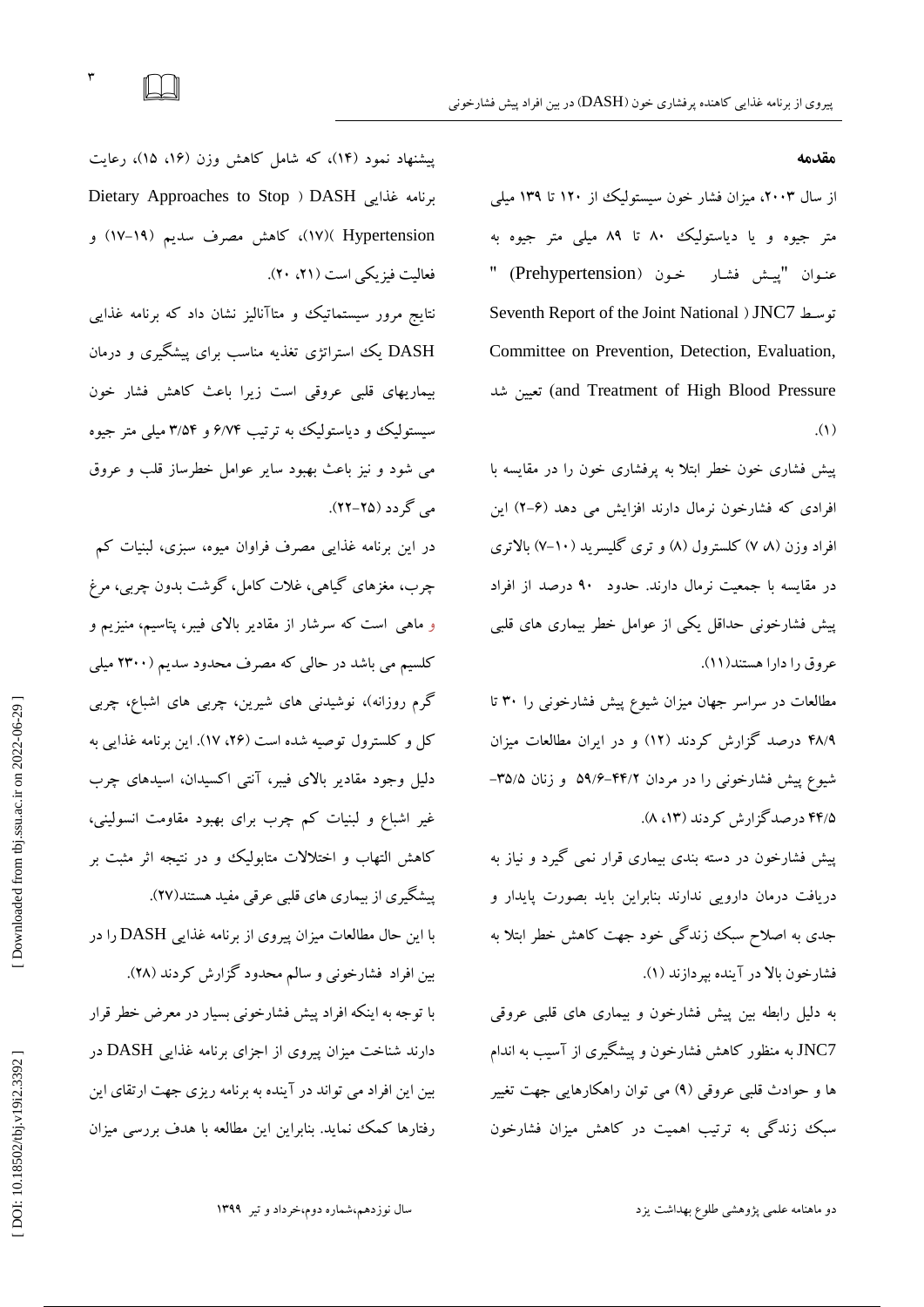## مقدمه

از سال ۲۰۰۳، میزان فشار خون سیستولیک از ۱۲۰ تا ۱۳۹ میلی متر جیوه و یا دیاستولیک ۸۰ تا ۸۹ میلی متر جیوه به عنوان "پیش فشار خون (Prehypertension) " توسط JNC7 ( Seventh Report of the Joint National Committee on Prevention, Detection, Evaluation, and Treatment of High Blood Pressure) تعیین شد (۱).

پیش فشاری خون خطر ابتلا به پرفشاری خون را در مقایسه با افرادی که فشارخون نرمال دارند افزایش می دهد (۶-۲) این افراد وزن (۸، ۷) کلسترول (۸) و تری گلیسرید (۱۰-۷) بالاتری در مقایسه با جمعیت نرمال دارند. حدود ۹۰ درصد از افراد پیش فشارخونی حداقل یکی از عوامل خطر بیماری های قلبی عروق را دارا هستند(۱۱).

مطالعات در سراسر جهان میزان شیوع پیش فشارخونی را ۳۰ تا ۴۸/۹ درصد گزارش کردند (۱۲) و در ایران مطالعات میزان شیوع پیش فشارخونی را در مردان ۴۴/۲-۵۹/۶ و زنان ۳۵/۵-۴۴/۵ درصدگزارش کردند (۱۳، ۸).

پیش فشارخون در دسته بندی بیماری قرار نمی گیرد و نیاز به دریافت درمان دارویی ندارند بنابراین باید بصورت پایدار و جدی به اصلاح سبک زندگی خود جهت کاهش خطر ابتلا به فشارخون بالا در آینده بپردازند (۱).

به دلیل رابطه بین پیش فشارخون و بیماری های قلبی عروقی JNC7 به منظور کاهش فشارخون و پیشگیری از آسیب به اندام ها و حوادث قلبی عروقی (۹) می توان راهکارهایی جهت تغییر سبک زندگی به ترتیب اهمیت در کاهش میزان فشارخون پیشنهاد نمود (۱۴)، که شامل کاهش وزن (۱۶، ۱۵)، رعایت برنامه غذایی DASH ( Dietary Approaches to Stop Hypertension )(۱۷)، کاهش مصرف سدیم (۱۹-۱۷) و فعالیت فیزیکی است (۲۱، ۲۰).

نتایج مرور سیستماتیک و متاآنالیز نشان داد که برنامه غذایی DASH یک استراتژی تغذیه مناسب برای پیشگیری و درمان بیماریهای قلبی عروقی است زیرا باعث کاهش فشار خون سیستولیک و دیاستولیک به ترتیب ۶/۷۴ و ۳/۵۴ میلی متر جیوه می شود و نیز باعث بهبود سایر عوامل خطرساز قلب و عروق می گردد (۲۵-۲۲).

در این برنامه غذایی مصرف فراوان میوه، سبزی، لبنیات کم چرب، مغزهای گیاهی، غلات کامل، گوشت بدون چربی، مرغ و ماهی است که سرشار از مقادیر بالای فیبر، پتاسیم، منیزیم و کلسیم می باشد در حالی که مصرف محدود سدیم (۲۳۰۰ میلی گرم روزانه)، نوشیدنی های شیرین، چربی های اشباع، چربی کل و کلسترول توصیه شده است (۲۶، ۱۷). این برنامه غذایی به دلیل وجود مقادیر بالای فیبر، آنتی اکسیدان، اسیدهای چرب غیر اشباع و لبنیات کم چرب برای بهبود مقاومت انسولینی، کاهش التهاب و اختلالات متابولیک و در نتیجه اثر مثبت بر پیشگیری از بیماری های قلبی عرقی مفید هستند(۲۷).

با این حال مطالعات میزان پیروی از برنامه غذایی DASH را در بین افراد فشارخونی و سالم محدود گزارش کردند (۲۸).

با توجه به اینکه افراد پیش فشارخونی بسیار در معرض خطر قرار دارند شناخت میزان پیروی از اجزای برنامه غذایی DASH در بین این افراد می تواند در آینده به برنامه ریزی جهت ارتقای این رفتارها کمک نماید. بنابراین این مطالعه با هدف بررسی میزان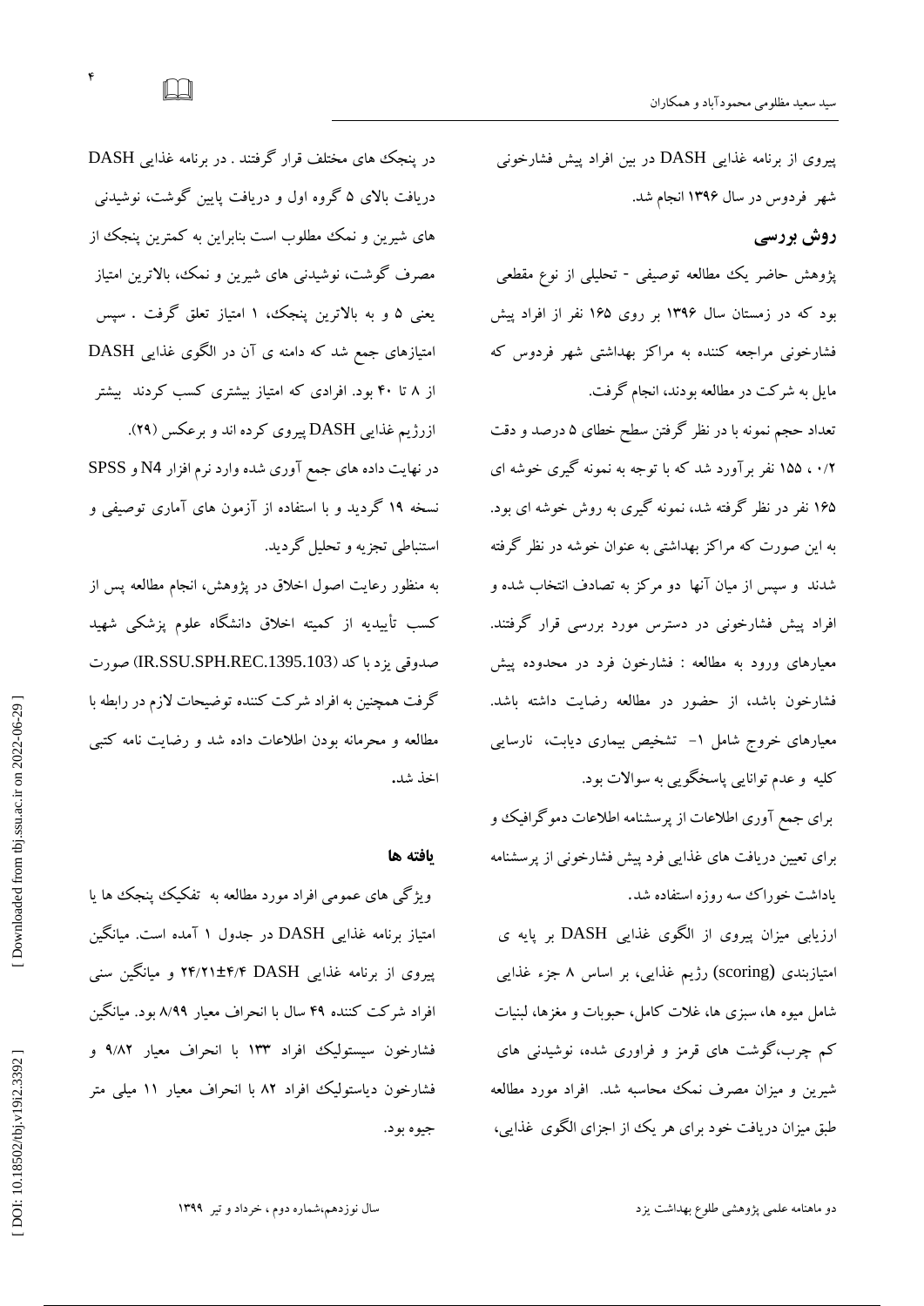پیروی از برنامه غذایی DASH در بین افراد پیش فشارخونی شهر فردوس در سال ۱۳۹۶ انجام شد.

## روش بررسی

پژوهش حاضر یک مطالعه توصیفی - تحلیلی از نوع مقطعی بود که در زمستان سال ۱۳۹۶ بر روی ۱۶۵ نفر از افراد پیش فشارخونی مراجعه کننده به مراکز بهداشتی شهر فردوس که مایل به شرکت در مطالعه بودند، انجام گرفت.

تعداد حجم نمونه با در نظر گرفتن سطح خطای ۵ درصد و دقت ۰/۲ ، ۱۵۵ نفر برآورد شد که با توجه به نمونه گیری خوشه ای ۱۶۵ نفر در نظر گرفته شد، نمونه گیری به روش خوشه ای بود. به این صورت که مراکز بهداشتی به عنوان خوشه در نظر گرفته شدند و سپس از میان آنها دو مرکز به تصادف انتخاب شده و افراد پیش فشارخونی در دسترس مورد بررسی قرار گرفتند. معیارهای ورود به مطالعه : فشارخون فرد در محدوده پیش فشارخون باشد، از حضور در مطالعه رضایت داشته باشد. معیارهای خروج شامل ۱- تشخیص بیماری دیابت، نارسایی کلیه و عدم توانایی پاسخگویی به سوالات بود.

برای جمع آوری اطلاعات از پرسشنامه اطلاعات دموگرافیک و برای تعیین دریافت های غذایی فرد پیش فشارخونی از پرسشنامه یادداشت خوراک سه روزه استفاده شد.

ارزیابی میزان پیروی از الگوی غذایی DASH بر پایه ی امتیازبندی (scoring) رژیم غذایی، بر اساس ۸ جزء غذایی شامل میوه ها، سبزی ها، غلات کامل، حبوبات و مغزها، لبنیات کم چرب،گوشت های قرمز و فراوری شده، نوشیدنی های شیرین و میزان مصرف نمک محاسبه شد. افراد مورد مطالعه طبق میزان دریافت خود برای هر یک از اجزای الگوی غذایی، در پنجک های مختلف قرار گرفتند . در برنامه غذایی DASH دریافت بالای ۵ گروه اول و دریافت پایین گوشت، نوشیدنی های شیرین و نمک مطلوب است بنابراین به کمترین پنجک از مصرف گوشت، نوشیدنی های شیرین و نمک، بالاترین امتیاز یعنی ۵ و به بالاترین پنجک، ۱ امتیاز تعلق گرفت . سپس امتیازهای جمع شد که دامنه ی آن در الگوی غذایی DASH از ۸ تا ۴۰ بود. افرادی که امتیاز بیشتری کسب کردند بیشتر ازرژیم غذایی DASH پیروی کرده اند و برعکس (۲۹).

در نهایت داده های جمع آوری شده وارد نرم افزار N4 و SPSS نسخه ۱۹ گردید و با استفاده از آزمون های آماری توصیفی و استنباطی تجزیه و تحلیل گردید.

به منظور رعایت اصول اخلاق در پژوهش، انجام مطالعه پس از کسب تأییدیه از کمیته اخلاق دانشگاه علوم پزشکی شهید صدوقی یزد با کد (IR.SSU.SPH.REC.1395.103) صورت گرفت همچنین به افراد شرکت کننده توضیحات لازم در رابطه با مطالعه و محرمانه بودن اطلاعات داده شد و رضایت نامه کتبی اخذ شد.

## یافته ها

ویژگی های عمومی افراد مورد مطالعه به تفکیک پنجک ها یا امتیاز برنامه غذایی DASH در جدول ۱ آمده است. میانگین پیروی از برنامه غذایی DASH ۲۴/۲۱±۴/۴ و میانگین سنی افراد شرکت کننده ۴۹ سال با انحراف معیار ۸/۹۹ بود. میانگین فشارخون سیستولیک افراد ۱۳۳ با انحراف معیار ۹/۸۲ و فشارخون دیاستولیک افراد ۸۲ با انحراف معیار ۱۱ میلی متر جیوه بود.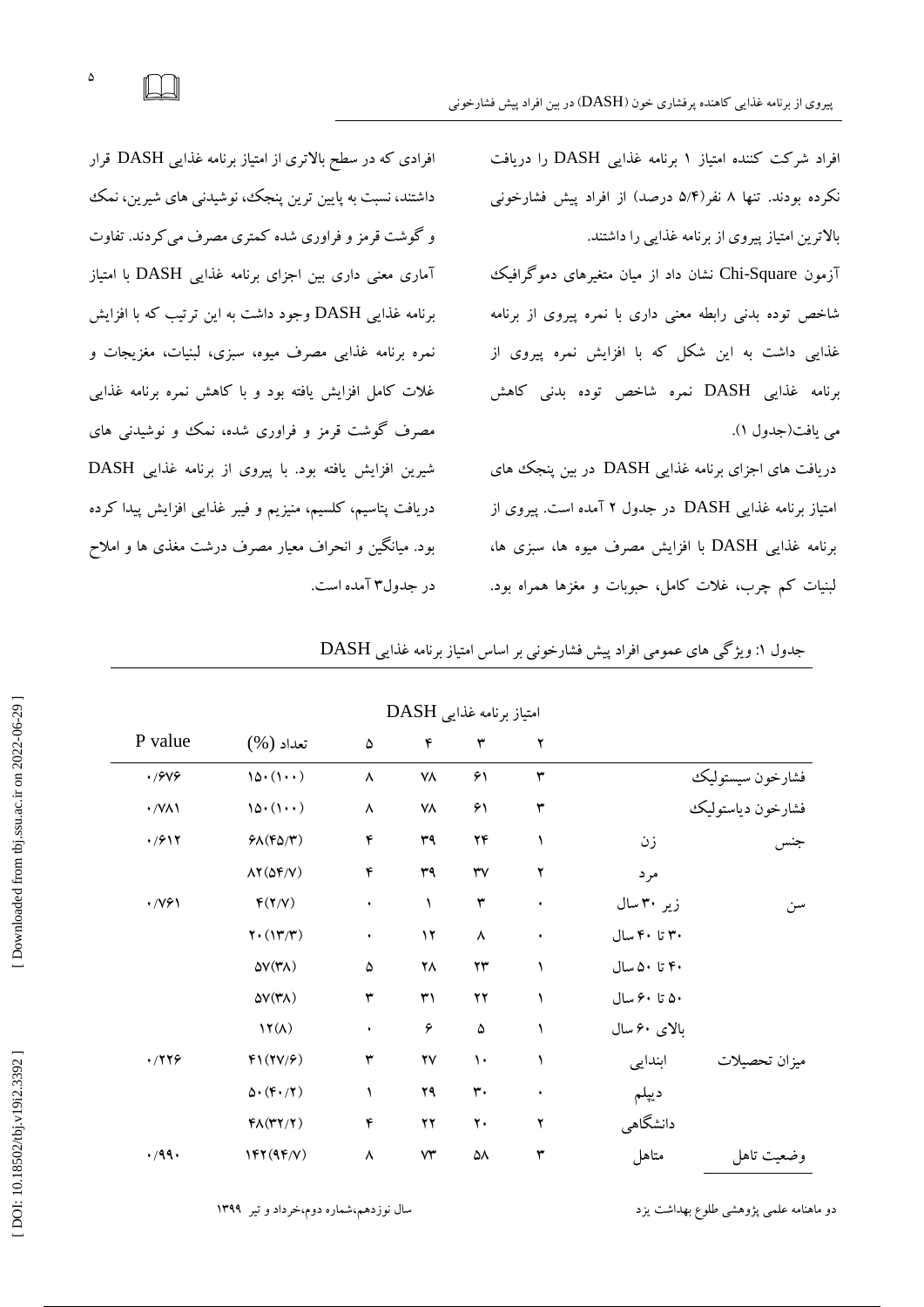افراد شرکت کننده امتیاز ۱ برنامه غذایی DASH را دریافت نکرده بودند. تنها ۸ نفر(۵/۴ درصد) از افراد پیش فشارخونی بالاترین امتیاز پیروی از برنامه غذایی را داشتند.

آزمون Chi-Square نشان داد از میان متغیرهای دموگرافیک شاخص توده بدنی رابطه معنی داری با نمره پیروی از برنامه غذایی داشت به این شکل که با افزایش نمره پیروی از برنامه غذایی DASH نمره شاخص توده بدنی کاهش می یافت(جدول ۱).

دریافت های اجزای برنامه غذایی DASH در بین پنجک های امتیاز برنامه غذایی DASH در جدول ۲ آمده است. پیروی از برنامه غذایی DASH با افزایش مصرف میوه ها، سبزی ها، لبنیات کم چرب، غلات کامل، حبوبات و مغزها همراه بود.

افرادی که در سطح بالاتری از امتیاز برنامه غذایی DASH قرار داشتند، نسبت به پایین ترین پنجک، نوشیدنی های شیرین، نمک و گوشت قرمز و فراوری شده کمتری مصرف می‌کردند. تفاوت آماری معنی داری بین اجزای برنامه غذایی DASH با امتیاز برنامه غذایی DASH وجود داشت به این ترتیب که با افزایش نمره برنامه غذایی مصرف میوه، سبزی، لبنیات، مغزیجات و غلات کامل افزایش یافته بود و با کاهش نمره برنامه غذایی مصرف گوشت قرمز و فراوری شده، نمک و نوشیدنی های شیرین افزایش یافته بود. با پیروی از برنامه غذایی DASH دریافت پتاسیم، کلسیم، منیزیم و فیبر غذایی افزایش پیدا کرده بود. میانگین و انحراف معیار مصرف درشت مغذی ها و املاح در جدول۳ آمده است.

جدول ۱: ویژگی های عمومی افراد پیش فشارخونی بر اساس امتیاز برنامه غذایی DASH

| | | امتیاز برنامه غذایی DASH | | | | | |
|---|---|---|---|---|---|---|---|
| | | ۲ | ۳ | ۴ | ۵ | تعداد (%) | P value |
| فشارخون سیستولیک | | ۳ | ۶۱ | ۷۸ | ۸ | ۱۵۰(۱۰۰) | ۰/۶۷۶ |
| فشارخون دیاستولیک | | ۳ | ۶۱ | ۷۸ | ۸ | ۱۵۰(۱۰۰) | ۰/۷۸۱ |
| جنس | زن | ۱ | ۲۴ | ۳۹ | ۴ | ۶۸(۴۵/۳) | ۰/۶۱۲ |
| | مرد | ۲ | ۳۷ | ۳۹ | ۴ | ۸۲(۵۴/۷) | |
| سن | زیر ۳۰ سال | ۰ | ۳ | ۱ | ۰ | ۴(۲/۷) | ۰/۷۶۱ |
| | ۳۰ تا ۴۰ سال | ۰ | ۸ | ۱۲ | ۰ | ۲۰(۱۳/۳) | |
| | ۴۰ تا ۵۰ سال | ۱ | ۲۳ | ۲۸ | ۵ | ۵۷(۳۸) | |
| | ۵۰ تا ۶۰ سال | ۱ | ۲۲ | ۳۱ | ۳ | ۵۷(۳۸) | |
| | بالای ۶۰ سال | ۱ | ۵ | ۶ | ۰ | ۱۲(۸) | |
| میزان تحصیلات | ابتدایی | ۱ | ۱۰ | ۲۷ | ۳ | ۴۱(۲۷/۶) | ۰/۲۲۶ |
| | دیپلم | ۰ | ۳۰ | ۲۹ | ۱ | ۵۰(۴۰/۲) | |
| | دانشگاهی | ۲ | ۲۰ | ۲۲ | ۴ | ۴۸(۳۲/۲) | |
| وضعیت تاهل | متاهل | ۳ | ۵۸ | ۷۳ | ۸ | ۱۴۲(۹۴/۷) | ۰/۹۹۰ |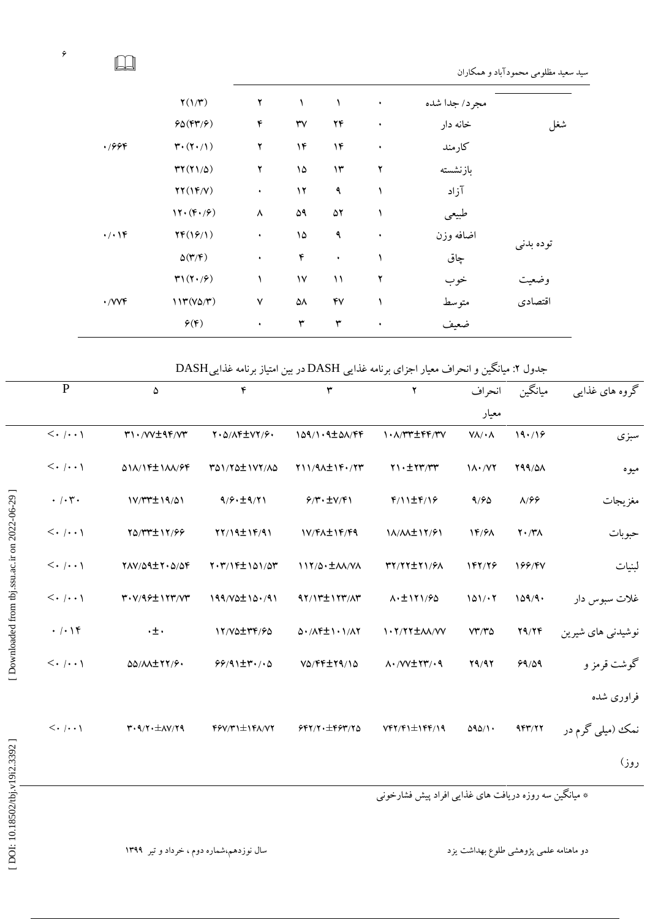| | | ۰ | ۱ | ۱ | ۲ | ۲(۱/۳) | |
|---|---|---|---|---|---|---|---|
| | مجرد/ جدا شده | ۰ | ۱ | ۱ | ۲ | ۲(۱/۳) | |
| شغل | خانه دار | ۰ | ۲۴ | ۳۷ | ۴ | ۶۵(۴۳/۶) | |
| | کارمند | ۰ | ۱۴ | ۱۴ | ۲ | ۳۰(۲۰/۱) | ۰/۶۶۴ |
| | بازنشسته | ۲ | ۱۳ | ۱۵ | ۲ | ۳۲(۲۱/۵) | |
| | آزاد | ۱ | ۹ | ۱۲ | ۰ | ۲۲(۱۴/۷) | |
| توده بدنی | طبیعی | ۱ | ۵۲ | ۵۹ | ۸ | ۱۲۰(۴۰/۶) | |
| | اضافه وزن | ۰ | ۹ | ۱۵ | ۰ | ۲۴(۱۶/۱) | ۰/۰۱۴ |
| | چاق | ۱ | ۰ | ۴ | ۰ | ۵(۳/۴) | |
| وضعیت اقتصادی | خوب | ۲ | ۱۱ | ۱۷ | ۱ | ۳۱(۲۰/۶) | |
| | متوسط | ۱ | ۴۷ | ۵۸ | ۷ | ۱۱۳(۷۵/۳) | ۰/۷۷۴ |
| | ضعیف | ۰ | ۳ | ۳ | ۰ | ۶(۴) | |

جدول ۲: میانگین و انحراف معیار اجزای برنامه غذایی DASH در بین امتیاز برنامه غذایی DASH

| گروه های غذایی | میانگین | انحراف معیار | ۲ | ۳ | ۴ | ۵ | P |
|---|---|---|---|---|---|---|---|
| سبزی | ۱۹۰/۱۶ | ۷۸/۰۸ | ۱۰۸/۳۳±۴۴/۳۷ | ۱۵۹/۱۰۹±۵۸/۴۴ | ۲۰۵/۸۴±۷۲/۶۰ | ۳۱۰/۷۷±۹۴/۷۳ | <۰/۰۰۱ |
| میوه | ۲۹۹/۵۸ | ۱۸۰/۷۲ | ۲۱۰±۲۳/۳۳ | ۲۱۱/۹۸±۱۴۰/۲۳ | ۳۵۱/۲۵±۱۷۲/۸۵ | ۵۱۸/۱۴±۱۸۸/۶۴ | <۰/۰۰۱ |
| مغزیجات | ۸/۶۶ | ۹/۶۵ | ۴/۱۱±۴/۱۶ | ۶/۳۰±۷/۴۱ | ۹/۶۰±۹/۲۱ | ۱۷/۳۳±۱۹/۵۱ | ۰/۰۳۰ |
| حبوبات | ۲۰/۳۸ | ۱۴/۶۸ | ۱۸/۸۸±۱۲/۶۱ | ۱۷/۴۸±۱۴/۴۹ | ۲۲/۱۹±۱۴/۹۱ | ۲۵/۳۳±۱۲/۶۶ | <۰/۰۰۱ |
| لبنیات | ۱۶۶/۴۷ | ۱۴۲/۲۶ | ۳۲/۲۲±۲۱/۶۸ | ۱۱۲/۵۰±۸۸/۷۸ | ۲۰۳/۱۴±۱۵۱/۵۳ | ۲۸۷/۵۹±۲۰۵/۵۴ | <۰/۰۰۱ |
| غلات سبوس دار | ۱۵۹/۹۰ | ۱۵۱/۰۲ | ۸۰±۱۲۱/۶۵ | ۹۲/۱۳±۱۲۳/۸۳ | ۱۹۹/۷۵±۱۵۰/۹۱ | ۳۰۷/۹۶±۱۲۳/۷۳ | <۰/۰۰۱ |
| نوشیدنی های شیرین | ۲۹/۲۴ | ۷۳/۳۵ | ۱۰۲/۲۲±۸۸/۷۷ | ۵۰/۸۴±۱۰۱/۸۲ | ۱۲/۷۵±۳۴/۶۵ | ۰±۰ | ۰/۰۱۴ |
| گوشت قرمز و فراوری شده | ۶۹/۵۹ | ۲۹/۹۲ | ۸۰/۷۷±۲۳/۰۹ | ۷۵/۴۴±۲۹/۱۵ | ۶۶/۹۱±۳۰/۰۵ | ۵۵/۸۸±۲۲/۶۰ | <۰/۰۰۱ |
| نمک (میلی گرم در روز) | ۹۴۳/۲۲ | ۵۹۵/۱۰ | ۷۴۲/۴۱±۱۴۴/۱۹ | ۶۴۲/۲۰±۴۶۳/۲۵ | ۴۶۷/۳۱±۱۴۸/۷۲ | ۳۰۹/۲۰±۸۷/۲۹ | <۰/۰۰۱ |

* میانگین سه روزه دریافت های غذایی افراد پیش فشارخونی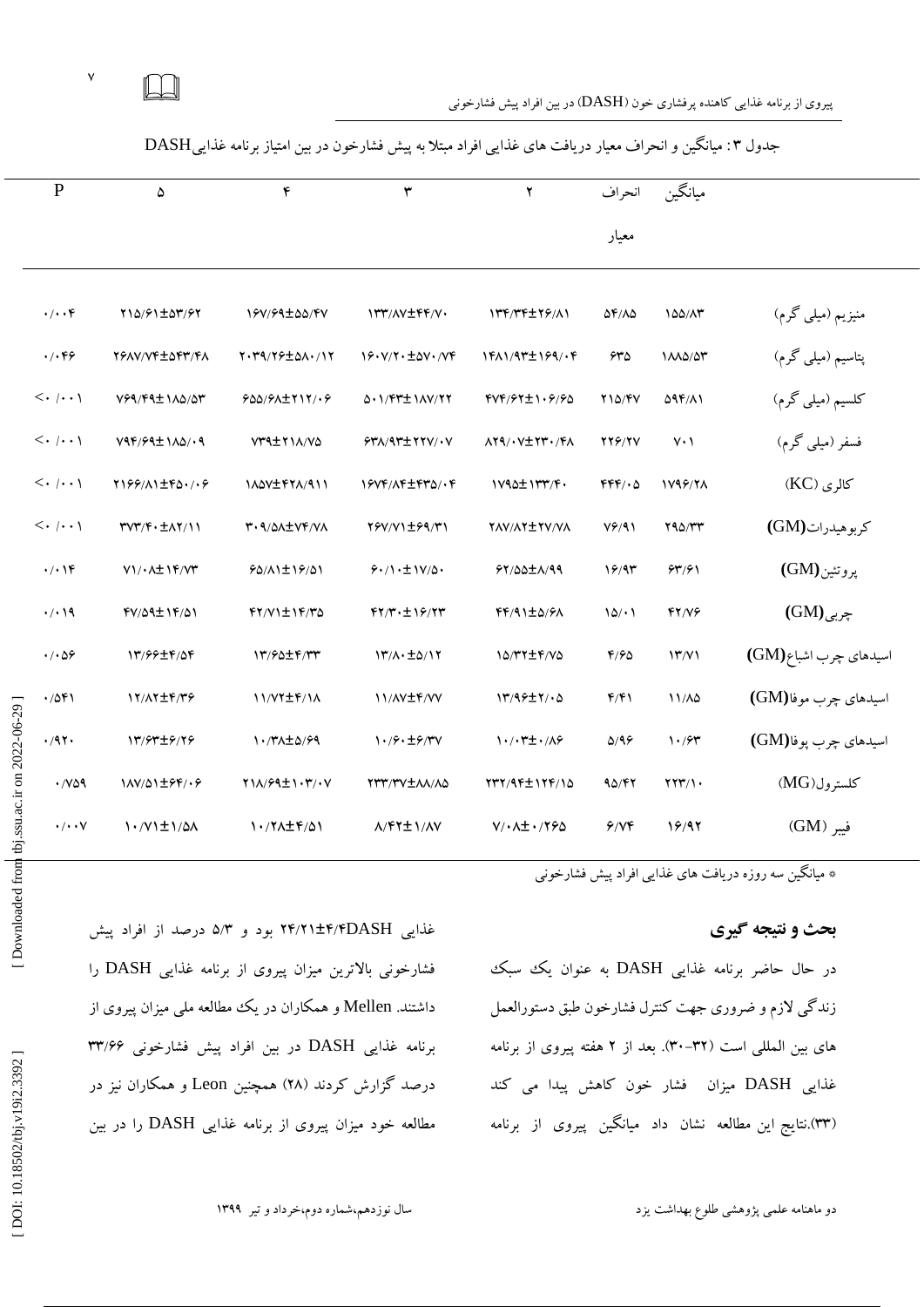جدول ۳: میانگین و انحراف معیار دریافت های غذایی افراد مبتلا به پیش فشارخون در بین امتیاز برنامه غذایی DASH

| | میانگین | انحراف معیار | ۲ | ۳ | ۴ | ۵ | P |
|---|---|---|---|---|---|---|---|
| منیزیم (میلی گرم) | ۱۵۵/۸۳ | ۵۴/۸۵ | ۱۳۴/۳۴±۲۶/۸۱ | ۱۳۳/۸۷±۴۴/۷۰ | ۱۶۷/۶۹±۵۵/۴۷ | ۲۱۵/۶۱±۵۳/۶۲ | ۰/۰۰۴ |
| پتاسیم (میلی گرم) | ۱۸۸۵/۵۳ | ۶۳۵ | ۱۴۸۱/۹۳±۱۶۹/۰۴ | ۱۶۰۷/۲۰±۵۷۰/۷۴ | ۲۰۳۹/۲۶±۵۸۰/۱۲ | ۲۶۸۷/۷۴±۵۴۳/۴۸ | ۰/۰۴۶ |
| کلسیم (میلی گرم) | ۵۹۴/۸۱ | ۲۱۵/۴۷ | ۴۷۴/۶۲±۱۰۶/۶۵ | ۵۰۱/۴۳±۱۸۷/۲۲ | ۶۵۵/۶۸±۲۱۲/۰۶ | ۷۶۹/۴۹±۱۸۵/۵۳ | <۰/۰۰۱ |
| فسفر (میلی گرم) | ۷۰۱ | ۲۲۶/۲۷ | ۸۲۹/۰۷±۲۳۰/۴۸ | ۶۳۸/۹۳±۲۲۷/۰۷ | ۷۳۹±۲۱۸/۷۵ | ۷۹۴/۶۹±۱۸۵/۰۹ | <۰/۰۰۱ |
| کالری (KC) | ۱۷۹۶/۲۸ | ۴۴۴/۰۵ | ۱۷۹۵±۱۳۳/۴۰ | ۱۶۷۴/۸۴±۴۳۵/۰۴ | ۱۸۵۷±۴۲۸/۹۱۱ | ۲۱۶۶/۸۱±۴۵۰/۰۶ | <۰/۰۰۱ |
| کربوهیدرات(GM) | ۲۹۵/۳۳ | ۷۶/۹۱ | ۲۸۷/۸۲±۲۷/۷۸ | ۲۶۷/۷۱±۶۹/۳۱ | ۳۰۹/۵۸±۷۴/۷۸ | ۳۷۳/۴۰±۸۲/۱۱ | <۰/۰۰۱ |
| پروتئین(GM) | ۶۳/۶۱ | ۱۶/۹۳ | ۶۲/۵۵±۸/۹۹ | ۶۰/۱۰±۱۷/۵۰ | ۶۵/۸۱±۱۶/۵۱ | ۷۱/۰۸±۱۴/۷۳ | ۰/۰۱۴ |
| چربی(GM) | ۴۲/۷۶ | ۱۵/۰۱ | ۴۴/۹۱±۵/۶۸ | ۴۲/۳۰±۱۶/۲۳ | ۴۲/۷۱±۱۴/۳۵ | ۴۷/۵۹±۱۴/۵۱ | ۰/۰۱۹ |
| اسیدهای چرب اشباع(GM) | ۱۳/۷۱ | ۴/۶۵ | ۱۵/۳۲±۴/۷۵ | ۱۳/۸۰±۵/۱۲ | ۱۳/۶۵±۴/۳۳ | ۱۳/۶۶±۴/۵۴ | ۰/۰۵۶ |
| اسیدهای چرب موفا(GM) | ۱۱/۸۵ | ۴/۴۱ | ۱۳/۹۶±۲/۰۵ | ۱۱/۸۷±۴/۷۷ | ۱۱/۷۲±۴/۱۸ | ۱۲/۸۲±۴/۳۶ | ۰/۵۴۱ |
| اسیدهای چرب پوفا(GM) | ۱۰/۶۳ | ۵/۹۶ | ۱۰/۰۳±۰/۸۶ | ۱۰/۶۰±۶/۳۷ | ۱۰/۳۸±۵/۶۹ | ۱۳/۶۳±۶/۲۶ | ۰/۹۲۰ |
| کلسترول(MG) | ۲۲۳/۱۰ | ۹۵/۴۲ | ۲۳۲/۹۴±۱۲۴/۱۵ | ۲۳۳/۳۷±۸۸/۸۵ | ۲۱۸/۶۹±۱۰۳/۰۷ | ۱۸۷/۵۱±۶۴/۰۶ | ۰/۷۵۹ |
| فیبر (GM) | ۱۶/۹۲ | ۶/۷۴ | ۷/۰۸±۰/۲۶۵ | ۸/۴۲±۱/۸۷ | ۱۰/۲۸±۴/۵۱ | ۱۰/۷۱±۱/۵۸ | ۰/۰۰۷ |

* میانگین سه روزه دریافت های غذایی افراد پیش فشارخونی

## بحث و نتیجه گیری

در حال حاضر برنامه غذایی DASH به عنوان یک سبک زندگی لازم و ضروری جهت کنترل فشارخون طبق دستورالعمل های بین المللی است (۳۲-۳۰). بعد از ۲ هفته پیروی از برنامه غذایی DASH میزان فشار خون کاهش پیدا می کند (۳۳).نتایج این مطالعه نشان داد میانگین پیروی از برنامه غذایی DASH ۲۴/۲۱±۴/۴ بود و ۵/۳ درصد از افراد پیش فشارخونی بالاترین میزان پیروی از برنامه غذایی DASH را داشتند. Mellen و همکاران در یک مطالعه ملی میزان پیروی از برنامه غذایی DASH در بین افراد پیش فشارخونی ۳۳/۶۶ درصد گزارش کردند (۲۸) همچنین Leon و همکاران نیز در مطالعه خود میزان پیروی از برنامه غذایی DASH را در بین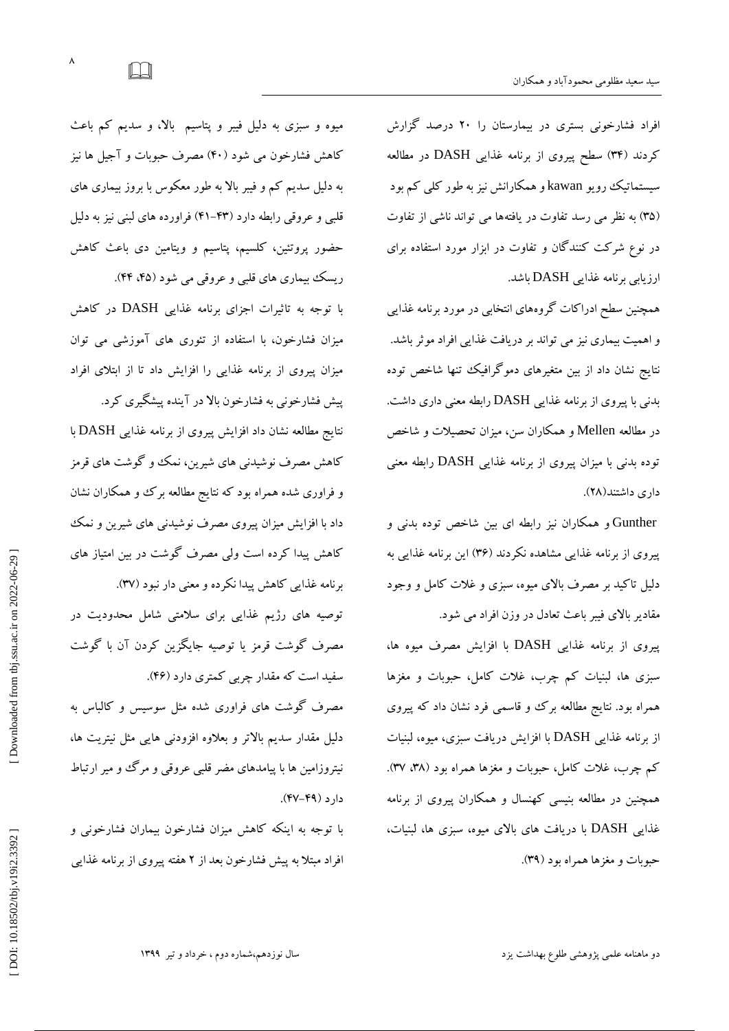افراد فشارخونی بستری در بیمارستان را ۲۰ درصد گزارش کردند (۳۴) سطح پیروی از برنامه غذایی DASH در مطالعه سیستماتیک رویو kawan و همکارانش نیز به طور کلی کم بود (۳۵) به نظر می رسد تفاوت در یافته‌ها می تواند ناشی از تفاوت در نوع شرکت کنندگان و تفاوت در ابزار مورد استفاده برای ارزیابی برنامه غذایی DASH باشد.

همچنین سطح ادراکات گروه‌های انتخابی در مورد برنامه غذایی و اهمیت بیماری نیز می تواند بر دریافت غذایی افراد موثر باشد. نتایج نشان داد از بین متغیرهای دموگرافیک تنها شاخص توده بدنی با پیروی از برنامه غذایی DASH رابطه معنی داری داشت. در مطالعه Mellen و همکاران سن، میزان تحصیلات و شاخص توده بدنی با میزان پیروی از برنامه غذایی DASH رابطه معنی داری داشتند(۲۸).

Gunther و همکاران نیز رابطه ای بین شاخص توده بدنی و پیروی از برنامه غذایی مشاهده نکردند (۳۶) این برنامه غذایی به دلیل تاکید بر مصرف بالای میوه، سبزی و غلات کامل و وجود مقادیر بالای فیبر باعث تعادل در وزن افراد می شود.

پیروی از برنامه غذایی DASH با افزایش مصرف میوه ها، سبزی ها، لبنیات کم چرب، غلات کامل، حبوبات و مغزها همراه بود. نتایج مطالعه برک و قاسمی فرد نشان داد که پیروی از برنامه غذایی DASH با افزایش دریافت سبزی، میوه، لبنیات کم چرب، غلات کامل، حبوبات و مغزها همراه بود (۳۸، ۳۷). همچنین در مطالعه بنیسی کهنسال و همکاران پیروی از برنامه غذایی DASH با دریافت های بالای میوه، سبزی ها، لبنیات، حبوبات و مغزها همراه بود (۳۹).

میوه و سبزی به دلیل فیبر و پتاسیم بالا، و سدیم کم باعث کاهش فشارخون می شود (۴۰) مصرف حبوبات و آجیل ها نیز به دلیل سدیم کم و فیبر بالا به طور معکوس با بروز بیماری های قلبی و عروقی رابطه دارد (۴۳-۴۱) فراورده های لبنی نیز به دلیل حضور پروتئین، کلسیم، پتاسیم و ویتامین دی باعث کاهش ریسک بیماری های قلبی و عروقی می شود (۴۵، ۴۴).

با توجه به تاثیرات اجزای برنامه غذایی DASH در کاهش میزان فشارخون، با استفاده از تئوری های آموزشی می توان میزان پیروی از برنامه غذایی را افزایش داد تا از ابتلای افراد پیش فشارخونی به فشارخون بالا در آینده پیشگیری کرد.

نتایج مطالعه نشان داد افزایش پیروی از برنامه غذایی DASH با کاهش مصرف نوشیدنی های شیرین، نمک و گوشت های قرمز و فراوری شده همراه بود که نتایج مطالعه برک و همکاران نشان داد با افزایش میزان پیروی مصرف نوشیدنی های شیرین و نمک کاهش پیدا کرده است ولی مصرف گوشت در بین امتیاز های برنامه غذایی کاهش پیدا نکرده و معنی دار نبود (۳۷).

توصیه های رژیم غذایی برای سلامتی شامل محدودیت در مصرف گوشت قرمز یا توصیه جایگزین کردن آن با گوشت سفید است که مقدار چربی کمتری دارد (۴۶).

مصرف گوشت های فراوری شده مثل سوسیس و کالباس به دلیل مقدار سدیم بالاتر و بعلاوه افزودنی هایی مثل نیتریت ها، نیتروزامین ها با پیامدهای مضر قلبی عروقی و مرگ و میر ارتباط دارد (۴۹-۴۷).

با توجه به اینکه کاهش میزان فشارخون بیماران فشارخونی و افراد مبتلا به پیش فشارخون بعد از ۲ هفته پیروی از برنامه غذایی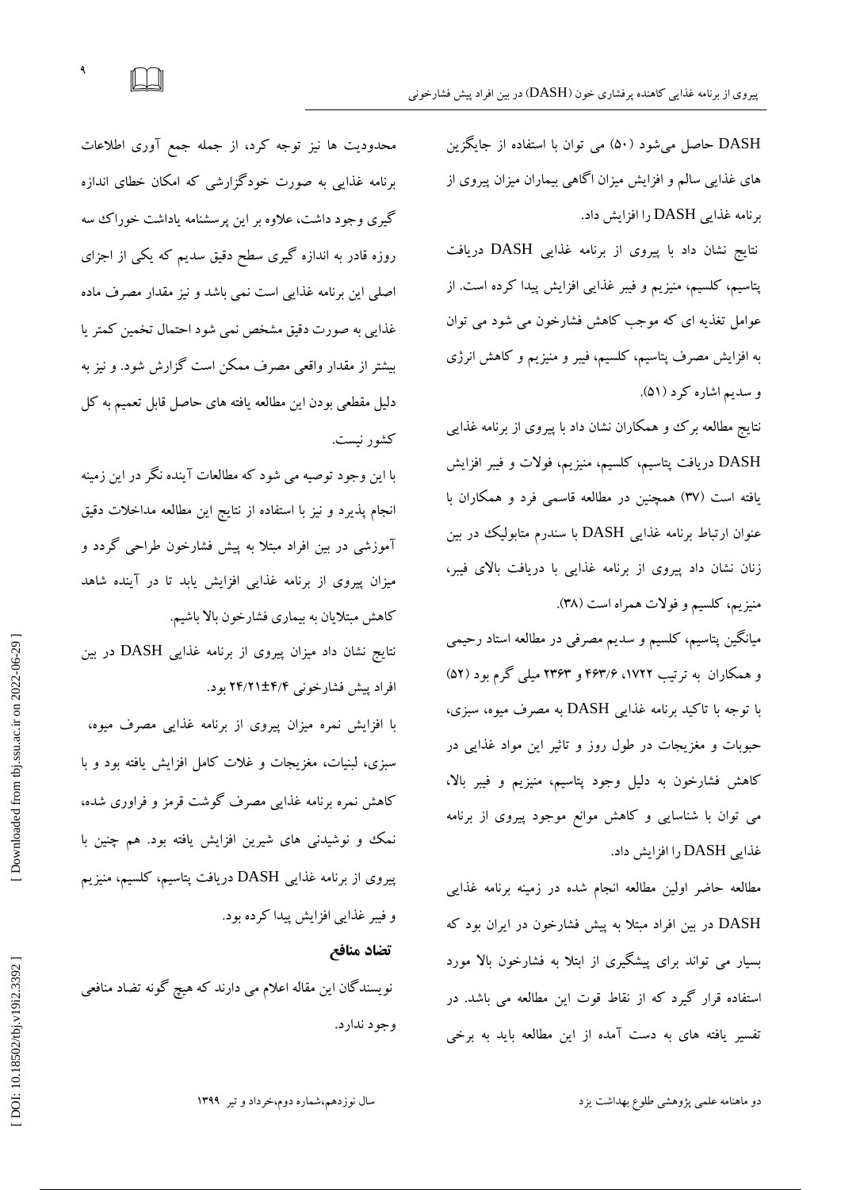DASH حاصل می‌شود (۵۰) می توان با استفاده از جایگزین های غذایی سالم و افزایش میزان آگاهی بیماران میزان پیروی از برنامه غذایی DASH را افزایش داد.

نتایج نشان داد با پیروی از برنامه غذایی DASH دریافت پتاسیم، کلسیم، منیزیم و فیبر غذایی افزایش پیدا کرده است. از عوامل تغذیه ای که موجب کاهش فشارخون می شود می توان به افزایش مصرف پتاسیم، کلسیم، فیبر و منیزیم و کاهش انرژی و سدیم اشاره کرد (۵۱).

نتایج مطالعه برک و همکاران نشان داد با پیروی از برنامه غذایی DASH دریافت پتاسیم، کلسیم، منیزیم، فولات و فیبر افزایش یافته است (۳۷) همچنین در مطالعه قاسمی فرد و همکاران با عنوان ارتباط برنامه غذایی DASH با سندرم متابولیک در بین زنان نشان داد پیروی از برنامه غذایی با دریافت بالای فیبر، منیزیم، کلسیم و فولات همراه است (۳۸).

میانگین پتاسیم، کلسیم و سدیم مصرفی در مطالعه استاد رحیمی و همکاران به ترتیب ۱۷۲۲، ۴۶۳/۶ و ۲۳۶۳ میلی گرم بود (۵۲) با توجه با تاکید برنامه غذایی DASH به مصرف میوه، سبزی، حبوبات و مغزیجات در طول روز و تاثیر این مواد غذایی در کاهش فشارخون به دلیل وجود پتاسیم، منیزیم و فیبر بالا، می توان با شناسایی و کاهش موانع موجود پیروی از برنامه غذایی DASH را افزایش داد.

مطالعه حاضر اولین مطالعه انجام شده در زمینه برنامه غذایی DASH در بین افراد مبتلا به پیش فشارخون در ایران بود که بسیار می تواند برای پیشگیری از ابتلا به فشارخون بالا مورد استفاده قرار گیرد که از نقاط قوت این مطالعه می باشد. در تفسیر یافته های به دست آمده از این مطالعه باید به برخی محدودیت ها نیز توجه کرد، از جمله جمع آوری اطلاعات برنامه غذایی به صورت خودگزارشی که امکان خطای اندازه گیری وجود داشت، علاوه بر این پرسشنامه یاداشت خوراک سه روزه قادر به اندازه گیری سطح دقیق سدیم که یکی از اجزای اصلی این برنامه غذایی است نمی باشد و نیز مقدار مصرف ماده غذایی به صورت دقیق مشخص نمی شود احتمال تخمین کمتر یا بیشتر از مقدار واقعی مصرف ممکن است گزارش شود. و نیز به دلیل مقطعی بودن این مطالعه یافته های حاصل قابل تعمیم به کل کشور نیست.

با این وجود توصیه می شود که مطالعات آینده نگر در این زمینه انجام پذیرد و نیز با استفاده از نتایج این مطالعه مداخلات دقیق آموزشی در بین افراد مبتلا به پیش فشارخون طراحی گردد و میزان پیروی از برنامه غذایی افزایش یابد تا در آینده شاهد کاهش مبتلایان به بیماری فشارخون بالا باشیم.

نتایج نشان داد میزان پیروی از برنامه غذایی DASH در بین افراد پیش فشارخونی ۲۴/۲۱±۴/۴ بود.

با افزایش نمره میزان پیروی از برنامه غذایی مصرف میوه، سبزی، لبنیات، مغزیجات و غلات کامل افزایش یافته بود و با کاهش نمره برنامه غذایی مصرف گوشت قرمز و فراوری شده، نمک و نوشیدنی های شیرین افزایش یافته بود. هم چنین با پیروی از برنامه غذایی DASH دریافت پتاسیم، کلسیم، منیزیم و فیبر غذایی افزایش پیدا کرده بود.

### تضاد منافع

نویسندگان این مقاله اعلام می دارند که هیچ گونه تضاد منافعی وجود ندارد.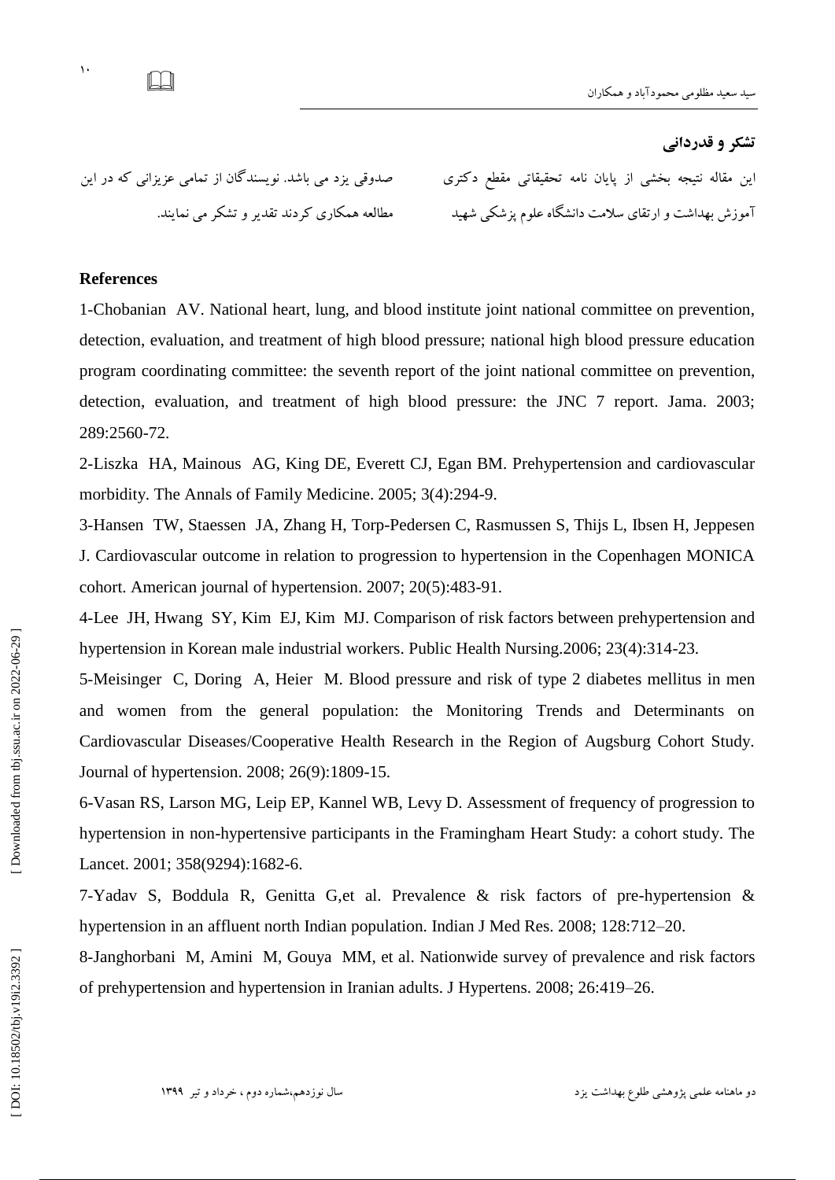## تشکر و قدردانی

این مقاله نتیجه بخشی از پایان نامه تحقیقاتی مقطع دکتری آموزش بهداشت و ارتقای سلامت دانشگاه علوم پزشکی شهید صدوقی یزد می باشد. نویسندگان از تمامی عزیزانی که در این مطالعه همکاری کردند تقدیر و تشکر می نمایند.

## References

1-Chobanian AV. National heart, lung, and blood institute joint national committee on prevention, detection, evaluation, and treatment of high blood pressure; national high blood pressure education program coordinating committee: the seventh report of the joint national committee on prevention, detection, evaluation, and treatment of high blood pressure: the JNC 7 report. Jama. 2003; 289:2560-72.

2-Liszka HA, Mainous AG, King DE, Everett CJ, Egan BM. Prehypertension and cardiovascular morbidity. The Annals of Family Medicine. 2005; 3(4):294-9.

3-Hansen TW, Staessen JA, Zhang H, Torp-Pedersen C, Rasmussen S, Thijs L, Ibsen H, Jeppesen J. Cardiovascular outcome in relation to progression to hypertension in the Copenhagen MONICA cohort. American journal of hypertension. 2007; 20(5):483-91.

4-Lee JH, Hwang SY, Kim EJ, Kim MJ. Comparison of risk factors between prehypertension and hypertension in Korean male industrial workers. Public Health Nursing.2006; 23(4):314-23.

5-Meisinger C, Doring A, Heier M. Blood pressure and risk of type 2 diabetes mellitus in men and women from the general population: the Monitoring Trends and Determinants on Cardiovascular Diseases/Cooperative Health Research in the Region of Augsburg Cohort Study. Journal of hypertension. 2008; 26(9):1809-15.

6-Vasan RS, Larson MG, Leip EP, Kannel WB, Levy D. Assessment of frequency of progression to hypertension in non-hypertensive participants in the Framingham Heart Study: a cohort study. The Lancet. 2001; 358(9294):1682-6.

7-Yadav S, Boddula R, Genitta G,et al. Prevalence & risk factors of pre-hypertension & hypertension in an affluent north Indian population. Indian J Med Res. 2008; 128:712–20.

8-Janghorbani M, Amini M, Gouya MM, et al. Nationwide survey of prevalence and risk factors of prehypertension and hypertension in Iranian adults. J Hypertens. 2008; 26:419–26.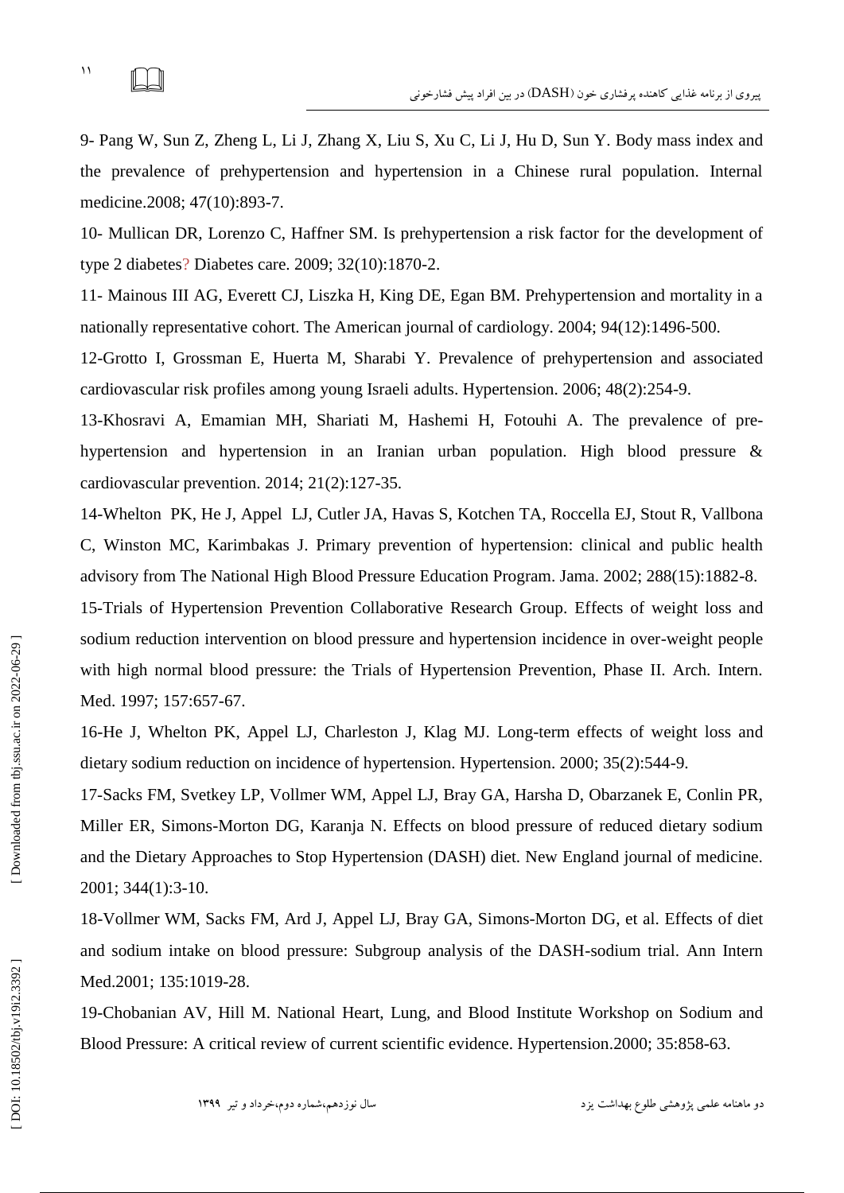9- Pang W, Sun Z, Zheng L, Li J, Zhang X, Liu S, Xu C, Li J, Hu D, Sun Y. Body mass index and the prevalence of prehypertension and hypertension in a Chinese rural population. Internal medicine.2008; 47(10):893-7.

10- Mullican DR, Lorenzo C, Haffner SM. Is prehypertension a risk factor for the development of type 2 diabetes? Diabetes care. 2009; 32(10):1870-2.

11- Mainous III AG, Everett CJ, Liszka H, King DE, Egan BM. Prehypertension and mortality in a nationally representative cohort. The American journal of cardiology. 2004; 94(12):1496-500.

12-Grotto I, Grossman E, Huerta M, Sharabi Y. Prevalence of prehypertension and associated cardiovascular risk profiles among young Israeli adults. Hypertension. 2006; 48(2):254-9.

13-Khosravi A, Emamian MH, Shariati M, Hashemi H, Fotouhi A. The prevalence of pre-hypertension and hypertension in an Iranian urban population. High blood pressure & cardiovascular prevention. 2014; 21(2):127-35.

14-Whelton PK, He J, Appel LJ, Cutler JA, Havas S, Kotchen TA, Roccella EJ, Stout R, Vallbona C, Winston MC, Karimbakas J. Primary prevention of hypertension: clinical and public health advisory from The National High Blood Pressure Education Program. Jama. 2002; 288(15):1882-8.

15-Trials of Hypertension Prevention Collaborative Research Group. Effects of weight loss and sodium reduction intervention on blood pressure and hypertension incidence in over-weight people with high normal blood pressure: the Trials of Hypertension Prevention, Phase II. Arch. Intern. Med. 1997; 157:657-67.

16-He J, Whelton PK, Appel LJ, Charleston J, Klag MJ. Long-term effects of weight loss and dietary sodium reduction on incidence of hypertension. Hypertension. 2000; 35(2):544-9.

17-Sacks FM, Svetkey LP, Vollmer WM, Appel LJ, Bray GA, Harsha D, Obarzanek E, Conlin PR, Miller ER, Simons-Morton DG, Karanja N. Effects on blood pressure of reduced dietary sodium and the Dietary Approaches to Stop Hypertension (DASH) diet. New England journal of medicine. 2001; 344(1):3-10.

18-Vollmer WM, Sacks FM, Ard J, Appel LJ, Bray GA, Simons-Morton DG, et al. Effects of diet and sodium intake on blood pressure: Subgroup analysis of the DASH-sodium trial. Ann Intern Med.2001; 135:1019-28.

19-Chobanian AV, Hill M. National Heart, Lung, and Blood Institute Workshop on Sodium and Blood Pressure: A critical review of current scientific evidence. Hypertension.2000; 35:858-63.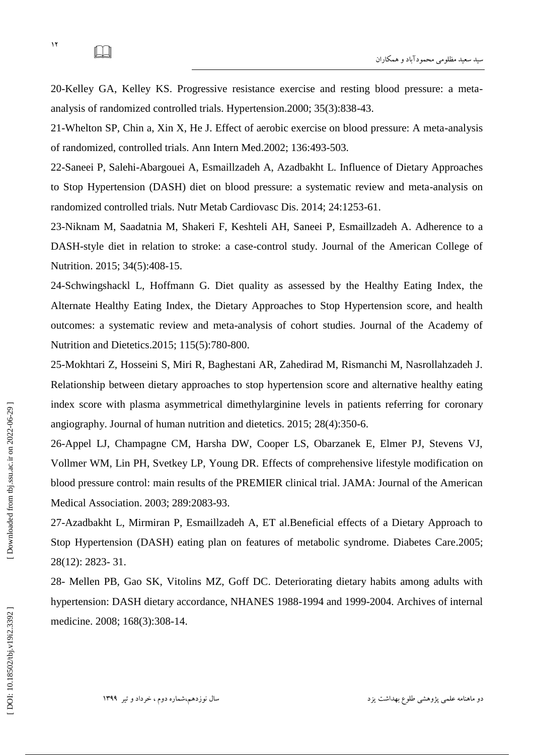20-Kelley GA, Kelley KS. Progressive resistance exercise and resting blood pressure: a meta-analysis of randomized controlled trials. Hypertension.2000; 35(3):838-43.

21-Whelton SP, Chin a, Xin X, He J. Effect of aerobic exercise on blood pressure: A meta-analysis of randomized, controlled trials. Ann Intern Med.2002; 136:493-503.

22-Saneei P, Salehi-Abargouei A, Esmaillzadeh A, Azadbakht L. Influence of Dietary Approaches to Stop Hypertension (DASH) diet on blood pressure: a systematic review and meta-analysis on randomized controlled trials. Nutr Metab Cardiovasc Dis. 2014; 24:1253-61.

23-Niknam M, Saadatnia M, Shakeri F, Keshteli AH, Saneei P, Esmaillzadeh A. Adherence to a DASH-style diet in relation to stroke: a case-control study. Journal of the American College of Nutrition. 2015; 34(5):408-15.

24-Schwingshackl L, Hoffmann G. Diet quality as assessed by the Healthy Eating Index, the Alternate Healthy Eating Index, the Dietary Approaches to Stop Hypertension score, and health outcomes: a systematic review and meta-analysis of cohort studies. Journal of the Academy of Nutrition and Dietetics.2015; 115(5):780-800.

25-Mokhtari Z, Hosseini S, Miri R, Baghestani AR, Zahedirad M, Rismanchi M, Nasrollahzadeh J. Relationship between dietary approaches to stop hypertension score and alternative healthy eating index score with plasma asymmetrical dimethylarginine levels in patients referring for coronary angiography. Journal of human nutrition and dietetics. 2015; 28(4):350-6.

26-Appel LJ, Champagne CM, Harsha DW, Cooper LS, Obarzanek E, Elmer PJ, Stevens VJ, Vollmer WM, Lin PH, Svetkey LP, Young DR. Effects of comprehensive lifestyle modification on blood pressure control: main results of the PREMIER clinical trial. JAMA: Journal of the American Medical Association. 2003; 289:2083-93.

27-Azadbakht L, Mirmiran P, Esmaillzadeh A, ET al.Beneficial effects of a Dietary Approach to Stop Hypertension (DASH) eating plan on features of metabolic syndrome. Diabetes Care.2005; 28(12): 2823- 31.

28- Mellen PB, Gao SK, Vitolins MZ, Goff DC. Deteriorating dietary habits among adults with hypertension: DASH dietary accordance, NHANES 1988-1994 and 1999-2004. Archives of internal medicine. 2008; 168(3):308-14.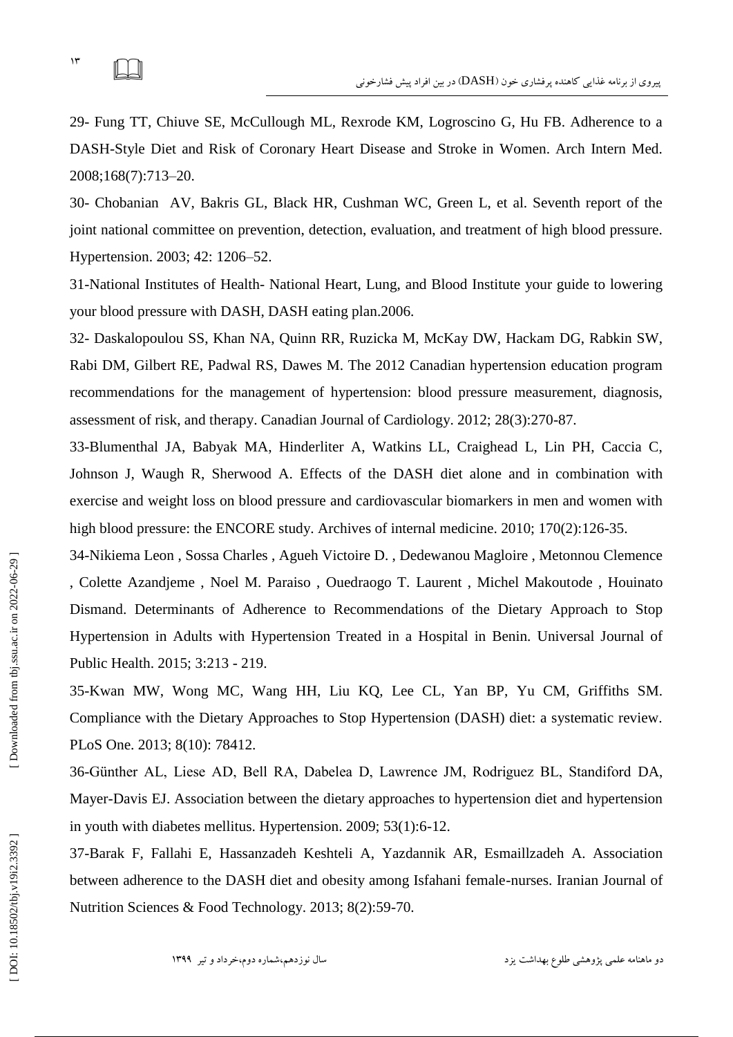29- Fung TT, Chiuve SE, McCullough ML, Rexrode KM, Logroscino G, Hu FB. Adherence to a DASH-Style Diet and Risk of Coronary Heart Disease and Stroke in Women. Arch Intern Med. 2008;168(7):713–20.

30- Chobanian AV, Bakris GL, Black HR, Cushman WC, Green L, et al. Seventh report of the joint national committee on prevention, detection, evaluation, and treatment of high blood pressure. Hypertension. 2003; 42: 1206–52.

31-National Institutes of Health- National Heart, Lung, and Blood Institute your guide to lowering your blood pressure with DASH, DASH eating plan.2006.

32- Daskalopoulou SS, Khan NA, Quinn RR, Ruzicka M, McKay DW, Hackam DG, Rabkin SW, Rabi DM, Gilbert RE, Padwal RS, Dawes M. The 2012 Canadian hypertension education program recommendations for the management of hypertension: blood pressure measurement, diagnosis, assessment of risk, and therapy. Canadian Journal of Cardiology. 2012; 28(3):270-87.

33-Blumenthal JA, Babyak MA, Hinderliter A, Watkins LL, Craighead L, Lin PH, Caccia C, Johnson J, Waugh R, Sherwood A. Effects of the DASH diet alone and in combination with exercise and weight loss on blood pressure and cardiovascular biomarkers in men and women with high blood pressure: the ENCORE study. Archives of internal medicine. 2010; 170(2):126-35.

34-Nikiema Leon , Sossa Charles , Agueh Victoire D. , Dedewanou Magloire , Metonnou Clemence , Colette Azandjeme , Noel M. Paraiso , Ouedraogo T. Laurent , Michel Makoutode , Houinato Dismand. Determinants of Adherence to Recommendations of the Dietary Approach to Stop Hypertension in Adults with Hypertension Treated in a Hospital in Benin. Universal Journal of Public Health. 2015; 3:213 - 219.

35-Kwan MW, Wong MC, Wang HH, Liu KQ, Lee CL, Yan BP, Yu CM, Griffiths SM. Compliance with the Dietary Approaches to Stop Hypertension (DASH) diet: a systematic review. PLoS One. 2013; 8(10): 78412.

36-Günther AL, Liese AD, Bell RA, Dabelea D, Lawrence JM, Rodriguez BL, Standiford DA, Mayer-Davis EJ. Association between the dietary approaches to hypertension diet and hypertension in youth with diabetes mellitus. Hypertension. 2009; 53(1):6-12.

37-Barak F, Fallahi E, Hassanzadeh Keshteli A, Yazdannik AR, Esmaillzadeh A. Association between adherence to the DASH diet and obesity among Isfahani female-nurses. Iranian Journal of Nutrition Sciences & Food Technology. 2013; 8(2):59-70.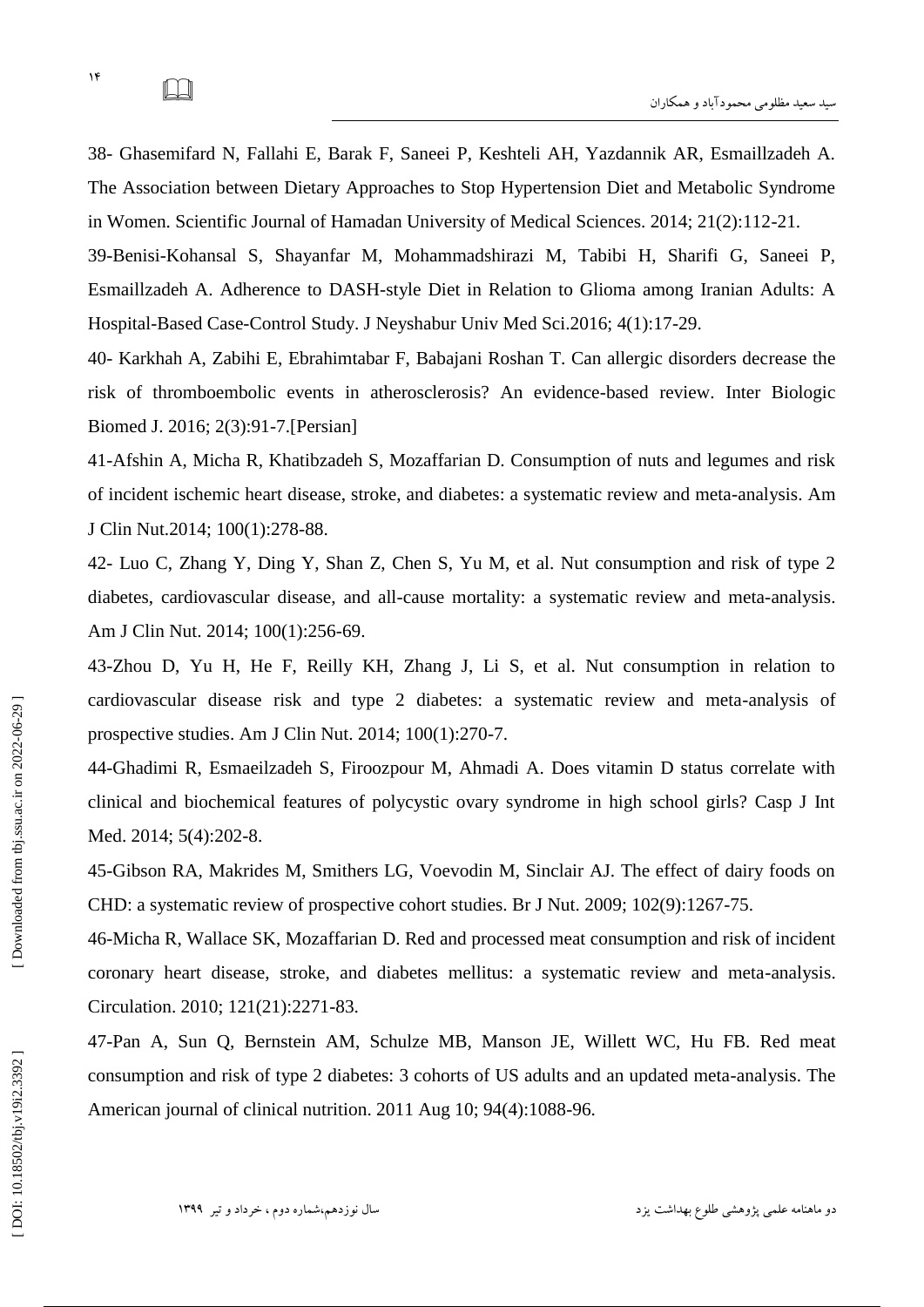38- Ghasemifard N, Fallahi E, Barak F, Saneei P, Keshteli AH, Yazdannik AR, Esmaillzadeh A. The Association between Dietary Approaches to Stop Hypertension Diet and Metabolic Syndrome in Women. Scientific Journal of Hamadan University of Medical Sciences. 2014; 21(2):112-21.

39-Benisi-Kohansal S, Shayanfar M, Mohammadshirazi M, Tabibi H, Sharifi G, Saneei P, Esmaillzadeh A. Adherence to DASH-style Diet in Relation to Glioma among Iranian Adults: A Hospital-Based Case-Control Study. J Neyshabur Univ Med Sci.2016; 4(1):17-29.

40- Karkhah A, Zabihi E, Ebrahimtabar F, Babajani Roshan T. Can allergic disorders decrease the risk of thromboembolic events in atherosclerosis? An evidence-based review. Inter Biologic Biomed J. 2016; 2(3):91-7.[Persian]

41-Afshin A, Micha R, Khatibzadeh S, Mozaffarian D. Consumption of nuts and legumes and risk of incident ischemic heart disease, stroke, and diabetes: a systematic review and meta-analysis. Am J Clin Nut.2014; 100(1):278-88.

42- Luo C, Zhang Y, Ding Y, Shan Z, Chen S, Yu M, et al. Nut consumption and risk of type 2 diabetes, cardiovascular disease, and all-cause mortality: a systematic review and meta-analysis. Am J Clin Nut. 2014; 100(1):256-69.

43-Zhou D, Yu H, He F, Reilly KH, Zhang J, Li S, et al. Nut consumption in relation to cardiovascular disease risk and type 2 diabetes: a systematic review and meta-analysis of prospective studies. Am J Clin Nut. 2014; 100(1):270-7.

44-Ghadimi R, Esmaeilzadeh S, Firoozpour M, Ahmadi A. Does vitamin D status correlate with clinical and biochemical features of polycystic ovary syndrome in high school girls? Casp J Int Med. 2014; 5(4):202-8.

45-Gibson RA, Makrides M, Smithers LG, Voevodin M, Sinclair AJ. The effect of dairy foods on CHD: a systematic review of prospective cohort studies. Br J Nut. 2009; 102(9):1267-75.

46-Micha R, Wallace SK, Mozaffarian D. Red and processed meat consumption and risk of incident coronary heart disease, stroke, and diabetes mellitus: a systematic review and meta-analysis. Circulation. 2010; 121(21):2271-83.

47-Pan A, Sun Q, Bernstein AM, Schulze MB, Manson JE, Willett WC, Hu FB. Red meat consumption and risk of type 2 diabetes: 3 cohorts of US adults and an updated meta-analysis. The American journal of clinical nutrition. 2011 Aug 10; 94(4):1088-96.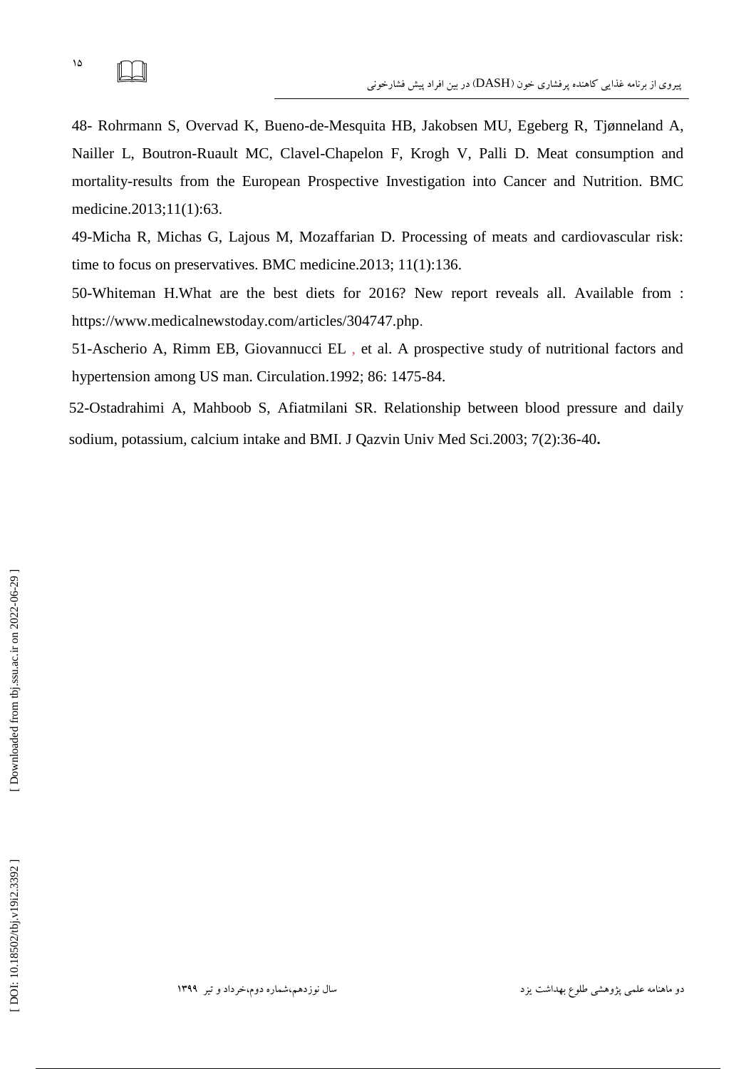48- Rohrmann S, Overvad K, Bueno-de-Mesquita HB, Jakobsen MU, Egeberg R, Tjønneland A, Nailler L, Boutron-Ruault MC, Clavel-Chapelon F, Krogh V, Palli D. Meat consumption and mortality-results from the European Prospective Investigation into Cancer and Nutrition. BMC medicine.2013;11(1):63.

49-Micha R, Michas G, Lajous M, Mozaffarian D. Processing of meats and cardiovascular risk: time to focus on preservatives. BMC medicine.2013; 11(1):136.

50-Whiteman H.What are the best diets for 2016? New report reveals all. Available from : https://www.medicalnewstoday.com/articles/304747.php.

51-Ascherio A, Rimm EB, Giovannucci EL , et al. A prospective study of nutritional factors and hypertension among US man. Circulation.1992; 86: 1475-84.

52-Ostadrahimi A, Mahboob S, Afiatmilani SR. Relationship between blood pressure and daily sodium, potassium, calcium intake and BMI. J Qazvin Univ Med Sci.2003; 7(2):36-40**.**